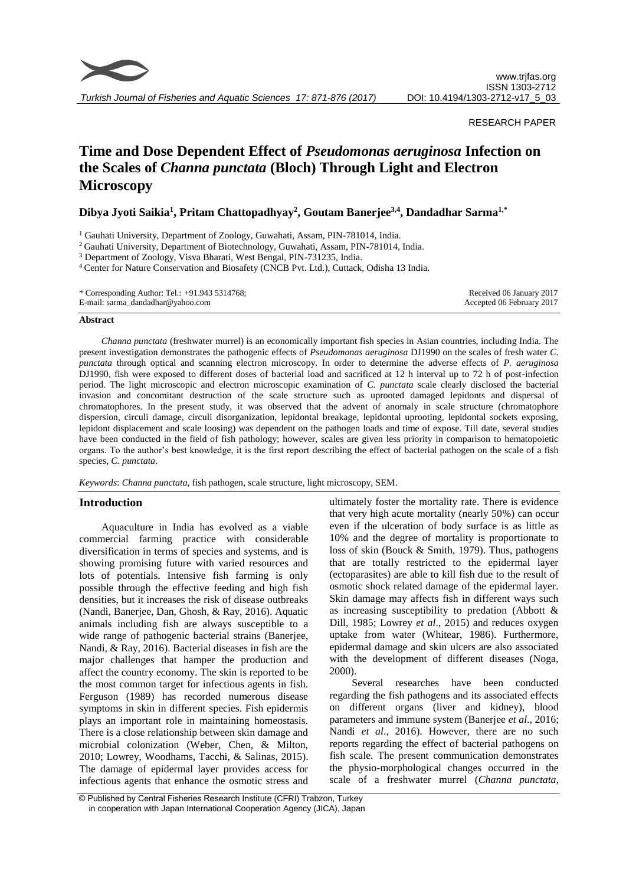RESEARCH PAPER

# Time and Dose Dependent Effect of *Pseudomonas aeruginosa* Infection on the Scales of *Channa punctata* (Bloch) Through Light and Electron Microscopy

**Dibya Jyoti Saikia[1], Pritam Chattopadhyay[2], Goutam Banerjee[3,4], Dandadhar Sarma[1,*]**

[1] Gauhati University, Department of Zoology, Guwahati, Assam, PIN-781014, India.
[2] Gauhati University, Department of Biotechnology, Guwahati, Assam, PIN-781014, India.
[3] Department of Zoology, Visva Bharati, West Bengal, PIN-731235, India.
[4] Center for Nature Conservation and Biosafety (CNCB Pvt. Ltd.), Cuttack, Odisha 13 India.

\* Corresponding Author: Tel.: +91.943 5314768;
E-mail: sarma_dandadhar@yahoo.com

Received 06 January 2017
Accepted 06 February 2017

### Abstract

*Channa punctata* (freshwater murrel) is an economically important fish species in Asian countries, including India. The present investigation demonstrates the pathogenic effects of *Pseudomonas aeruginosa* DJ1990 on the scales of fresh water *C. punctata* through optical and scanning electron microscopy. In order to determine the adverse effects of *P. aeruginosa* DJ1990, fish were exposed to different doses of bacterial load and sacrificed at 12 h interval up to 72 h of post-infection period. The light microscopic and electron microscopic examination of *C. punctata* scale clearly disclosed the bacterial invasion and concomitant destruction of the scale structure such as uprooted damaged lepidonts and dispersal of chromatophores. In the present study, it was observed that the advent of anomaly in scale structure (chromatophore dispersion, circuli damage, circuli disorganization, lepidontal breakage, lepidontal uprooting, lepidontal sockets exposing, lepidont displacement and scale loosing) was dependent on the pathogen loads and time of expose. Till date, several studies have been conducted in the field of fish pathology; however, scales are given less priority in comparison to hematopoietic organs. To the author's best knowledge, it is the first report describing the effect of bacterial pathogen on the scale of a fish species, *C. punctata*.

*Keywords*: *Channa punctata*, fish pathogen, scale structure, light microscopy, SEM.

## Introduction

Aquaculture in India has evolved as a viable commercial farming practice with considerable diversification in terms of species and systems, and is showing promising future with varied resources and lots of potentials. Intensive fish farming is only possible through the effective feeding and high fish densities, but it increases the risk of disease outbreaks (Nandi, Banerjee, Dan, Ghosh, & Ray, 2016). Aquatic animals including fish are always susceptible to a wide range of pathogenic bacterial strains (Banerjee, Nandi, & Ray, 2016). Bacterial diseases in fish are the major challenges that hamper the production and affect the country economy. The skin is reported to be the most common target for infectious agents in fish. Ferguson (1989) has recorded numerous disease symptoms in skin in different species. Fish epidermis plays an important role in maintaining homeostasis. There is a close relationship between skin damage and microbial colonization (Weber, Chen, & Milton, 2010; Lowrey, Woodhams, Tacchi, & Salinas, 2015). The damage of epidermal layer provides access for infectious agents that enhance the osmotic stress and ultimately foster the mortality rate. There is evidence that very high acute mortality (nearly 50%) can occur even if the ulceration of body surface is as little as 10% and the degree of mortality is proportionate to loss of skin (Bouck & Smith, 1979). Thus, pathogens that are totally restricted to the epidermal layer (ectoparasites) are able to kill fish due to the result of osmotic shock related damage of the epidermal layer. Skin damage may affects fish in different ways such as increasing susceptibility to predation (Abbott & Dill, 1985; Lowrey *et al*., 2015) and reduces oxygen uptake from water (Whitear, 1986). Furthermore, epidermal damage and skin ulcers are also associated with the development of different diseases (Noga, 2000).

Several researches have been conducted regarding the fish pathogens and its associated effects on different organs (liver and kidney), blood parameters and immune system (Banerjee *et al*., 2016; Nandi *et al*., 2016). However, there are no such reports regarding the effect of bacterial pathogens on fish scale. The present communication demonstrates the physio-morphological changes occurred in the scale of a freshwater murrel (*Channa punctata*,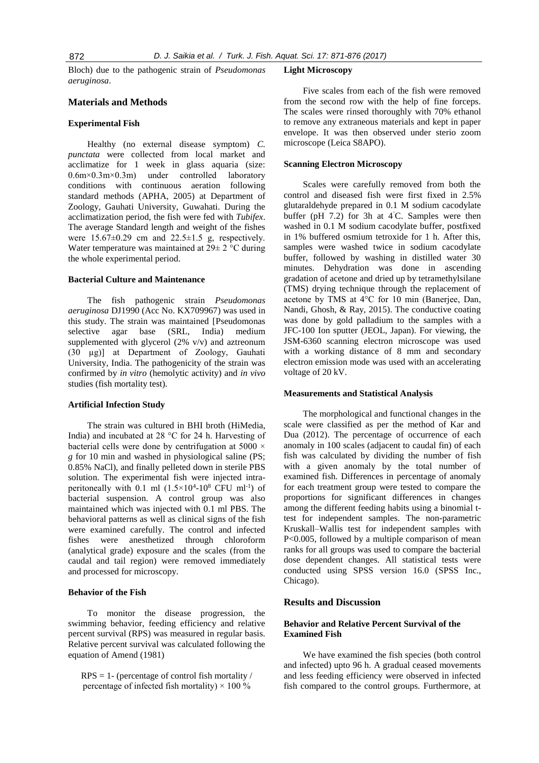Bloch) due to the pathogenic strain of *Pseudomonas aeruginosa*.

## Materials and Methods

### Experimental Fish

Healthy (no external disease symptom) *C. punctata* were collected from local market and acclimatize for 1 week in glass aquaria (size: 0.6m×0.3m×0.3m) under controlled laboratory conditions with continuous aeration following standard methods (APHA, 2005) at Department of Zoology, Gauhati University, Guwahati. During the acclimatization period, the fish were fed with *Tubifex*. The average Standard length and weight of the fishes were 15.67±0.29 cm and 22.5±1.5 g, respectively. Water temperature was maintained at 29± 2 °C during the whole experimental period.

### Bacterial Culture and Maintenance

The fish pathogenic strain *Pseudomonas aeruginosa* DJ1990 (Acc No. KX709967) was used in this study. The strain was maintained [Pseudomonas selective agar base (SRL, India) medium supplemented with glycerol (2% v/v) and aztreonum (30 µg)] at Department of Zoology, Gauhati University, India. The pathogenicity of the strain was confirmed by *in vitro* (hemolytic activity) and *in vivo* studies (fish mortality test).

### Artificial Infection Study

The strain was cultured in BHI broth (HiMedia, India) and incubated at 28 °C for 24 h. Harvesting of bacterial cells were done by centrifugation at 5000 × *g* for 10 min and washed in physiological saline (PS; 0.85% NaCl), and finally pelleted down in sterile PBS solution. The experimental fish were injected intra-peritoneally with 0.1 ml ($1.5\times10^4$-$10^8$ CFU ml$^{-1}$) of bacterial suspension. A control group was also maintained which was injected with 0.1 ml PBS. The behavioral patterns as well as clinical signs of the fish were examined carefully. The control and infected fishes were anesthetized through chloroform (analytical grade) exposure and the scales (from the caudal and tail region) were removed immediately and processed for microscopy.

### Behavior of the Fish

To monitor the disease progression, the swimming behavior, feeding efficiency and relative percent survival (RPS) was measured in regular basis. Relative percent survival was calculated following the equation of Amend (1981)

RPS = 1- (percentage of control fish mortality / percentage of infected fish mortality) × 100 %

### Light Microscopy

Five scales from each of the fish were removed from the second row with the help of fine forceps. The scales were rinsed thoroughly with 70% ethanol to remove any extraneous materials and kept in paper envelope. It was then observed under sterio zoom microscope (Leica S8APO).

### Scanning Electron Microscopy

Scales were carefully removed from both the control and diseased fish were first fixed in 2.5% glutaraldehyde prepared in 0.1 M sodium cacodylate buffer (pH 7.2) for 3h at 4°C. Samples were then washed in 0.1 M sodium cacodylate buffer, postfixed in 1% buffered osmium tetroxide for 1 h. After this, samples were washed twice in sodium cacodylate buffer, followed by washing in distilled water 30 minutes. Dehydration was done in ascending gradation of acetone and dried up by tetramethylsilane (TMS) drying technique through the replacement of acetone by TMS at 4°C for 10 min (Banerjee, Dan, Nandi, Ghosh, & Ray, 2015). The conductive coating was done by gold palladium to the samples with a JFC-100 Ion sputter (JEOL, Japan). For viewing, the JSM-6360 scanning electron microscope was used with a working distance of 8 mm and secondary electron emission mode was used with an accelerating voltage of 20 kV.

### Measurements and Statistical Analysis

The morphological and functional changes in the scale were classified as per the method of Kar and Dua (2012). The percentage of occurrence of each anomaly in 100 scales (adjacent to caudal fin) of each fish was calculated by dividing the number of fish with a given anomaly by the total number of examined fish. Differences in percentage of anomaly for each treatment group were tested to compare the proportions for significant differences in changes among the different feeding habits using a binomial t-test for independent samples. The non-parametric Kruskall–Wallis test for independent samples with $P<0.005$, followed by a multiple comparison of mean ranks for all groups was used to compare the bacterial dose dependent changes. All statistical tests were conducted using SPSS version 16.0 (SPSS Inc., Chicago).

## Results and Discussion

### Behavior and Relative Percent Survival of the Examined Fish

We have examined the fish species (both control and infected) upto 96 h. A gradual ceased movements and less feeding efficiency were observed in infected fish compared to the control groups. Furthermore, at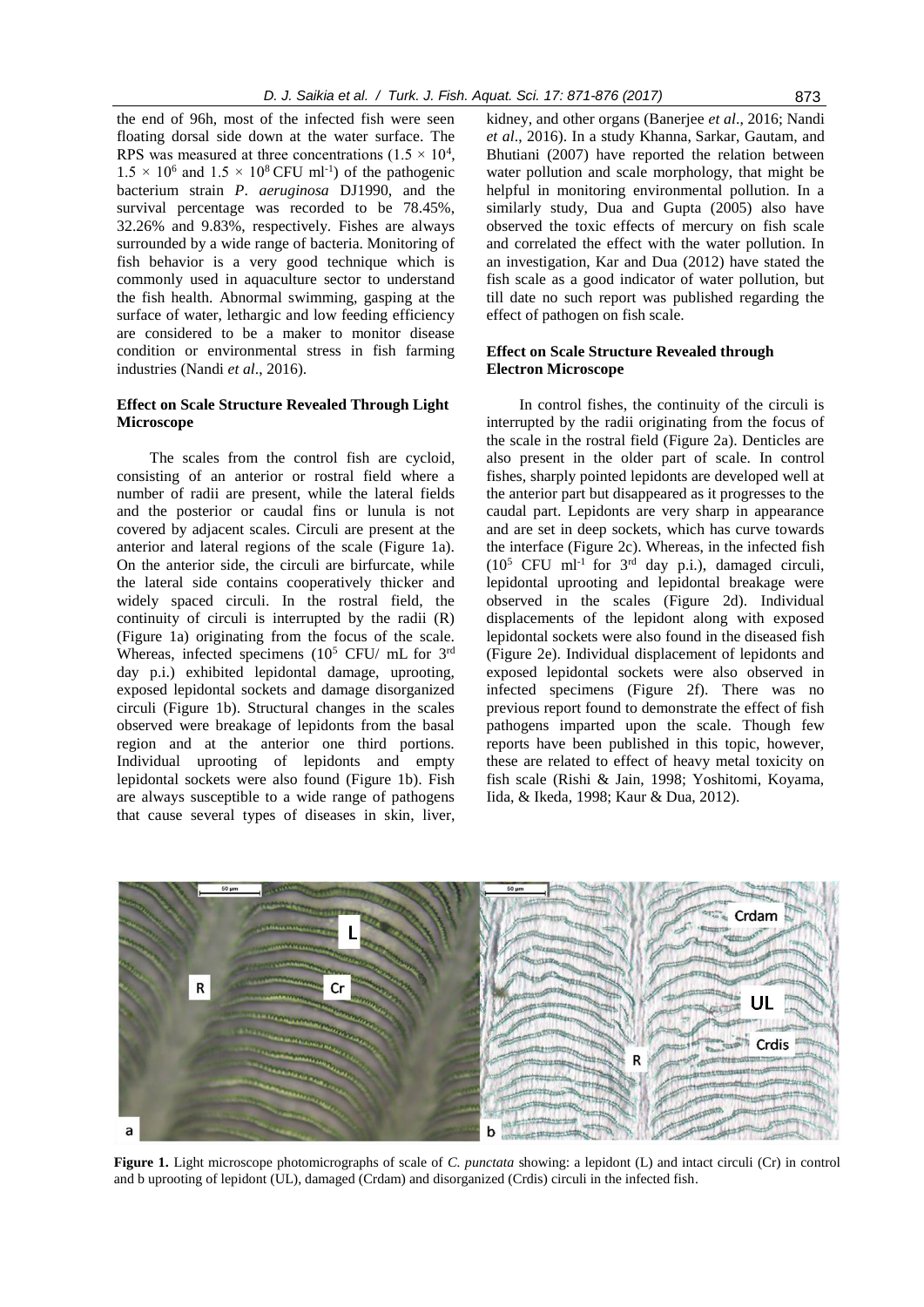the end of 96h, most of the infected fish were seen floating dorsal side down at the water surface. The RPS was measured at three concentrations ($1.5 \times 10^4$, $1.5 \times 10^6$ and $1.5 \times 10^8$ CFU ml$^{-1}$) of the pathogenic bacterium strain *P. aeruginosa* DJ1990, and the survival percentage was recorded to be 78.45%, 32.26% and 9.83%, respectively. Fishes are always surrounded by a wide range of bacteria. Monitoring of fish behavior is a very good technique which is commonly used in aquaculture sector to understand the fish health. Abnormal swimming, gasping at the surface of water, lethargic and low feeding efficiency are considered to be a maker to monitor disease condition or environmental stress in fish farming industries (Nandi *et al*., 2016).

### Effect on Scale Structure Revealed Through Light Microscope

The scales from the control fish are cycloid, consisting of an anterior or rostral field where a number of radii are present, while the lateral fields and the posterior or caudal fins or lunula is not covered by adjacent scales. Circuli are present at the anterior and lateral regions of the scale (Figure 1a). On the anterior side, the circuli are birfurcate, while the lateral side contains cooperatively thicker and widely spaced circuli. In the rostral field, the continuity of circuli is interrupted by the radii (R) (Figure 1a) originating from the focus of the scale. Whereas, infected specimens ($10^5$ CFU/ mL for 3[rd] day p.i.) exhibited lepidontal damage, uprooting, exposed lepidontal sockets and damage disorganized circuli (Figure 1b). Structural changes in the scales observed were breakage of lepidonts from the basal region and at the anterior one third portions. Individual uprooting of lepidonts and empty lepidontal sockets were also found (Figure 1b). Fish are always susceptible to a wide range of pathogens that cause several types of diseases in skin, liver, kidney, and other organs (Banerjee *et al*., 2016; Nandi *et al*., 2016). In a study Khanna, Sarkar, Gautam, and Bhutiani (2007) have reported the relation between water pollution and scale morphology, that might be helpful in monitoring environmental pollution. In a similarly study, Dua and Gupta (2005) also have observed the toxic effects of mercury on fish scale and correlated the effect with the water pollution. In an investigation, Kar and Dua (2012) have stated the fish scale as a good indicator of water pollution, but till date no such report was published regarding the effect of pathogen on fish scale.

### Effect on Scale Structure Revealed through Electron Microscope

In control fishes, the continuity of the circuli is interrupted by the radii originating from the focus of the scale in the rostral field (Figure 2a). Denticles are also present in the older part of scale. In control fishes, sharply pointed lepidonts are developed well at the anterior part but disappeared as it progresses to the caudal part. Lepidonts are very sharp in appearance and are set in deep sockets, which has curve towards the interface (Figure 2c). Whereas, in the infected fish ($10^5$ CFU ml$^{-1}$ for 3[rd] day p.i.), damaged circuli, lepidontal uprooting and lepidontal breakage were observed in the scales (Figure 2d). Individual displacements of the lepidont along with exposed lepidontal sockets were also found in the diseased fish (Figure 2e). Individual displacement of lepidonts and exposed lepidontal sockets were also observed in infected specimens (Figure 2f). There was no previous report found to demonstrate the effect of fish pathogens imparted upon the scale. Though few reports have been published in this topic, however, these are related to effect of heavy metal toxicity on fish scale (Rishi & Jain, 1998; Yoshitomi, Koyama, Iida, & Ikeda, 1998; Kaur & Dua, 2012).

**Figure 1.** Light microscope photomicrographs of scale of *C. punctata* showing: a lepidont (L) and intact circuli (Cr) in control and b uprooting of lepidont (UL), damaged (Crdam) and disorganized (Crdis) circuli in the infected fish.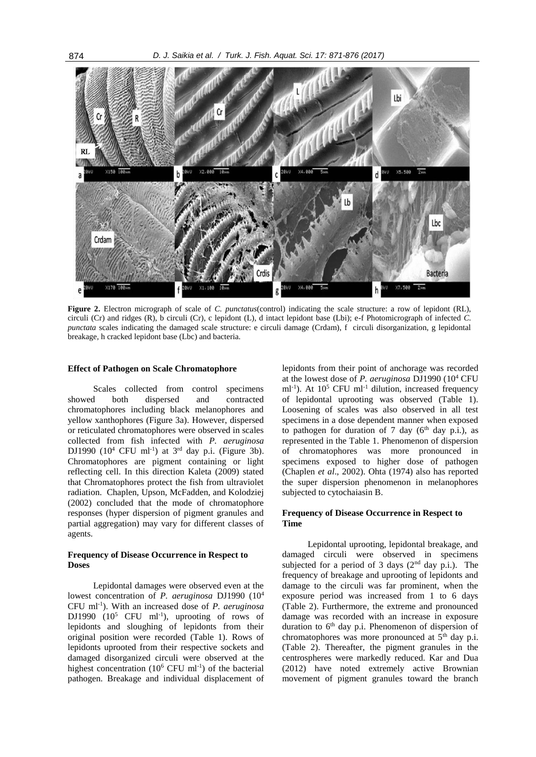**Figure 2.** Electron micrograph of scale of *C. punctatus*(control) indicating the scale structure: a row of lepidont (RL), circuli (Cr) and ridges (R), b circuli (Cr), c lepidont (L), d intact lepidont base (Lbi); e-f Photomicrograph of infected *C. punctata* scales indicating the damaged scale structure: e circuli damage (Crdam), f circuli disorganization, g lepidontal breakage, h cracked lepidont base (Lbc) and bacteria.

### Effect of Pathogen on Scale Chromatophore

Scales collected from control specimens showed both dispersed and contracted chromatophores including black melanophores and yellow xanthophores (Figure 3a). However, dispersed or reticulated chromatophores were observed in scales collected from fish infected with *P. aeruginosa* DJ1990 ($10^4$ CFU $ml^{-1}$) at 3rd day p.i. (Figure 3b). Chromatophores are pigment containing or light reflecting cell. In this direction Kaleta (2009) stated that Chromatophores protect the fish from ultraviolet radiation. Chaplen, Upson, McFadden, and Kolodziej (2002) concluded that the mode of chromatophore responses (hyper dispersion of pigment granules and partial aggregation) may vary for different classes of agents.

### Frequency of Disease Occurrence in Respect to Doses

Lepidontal damages were observed even at the lowest concentration of *P. aeruginosa* DJ1990 ($10^4$ CFU $ml^{-1}$). With an increased dose of *P. aeruginosa* DJ1990 ($10^5$ CFU $ml^{-1}$), uprooting of rows of lepidonts and sloughing of lepidonts from their original position were recorded (Table 1). Rows of lepidonts uprooted from their respective sockets and damaged disorganized circuli were observed at the highest concentration ($10^6$ CFU $ml^{-1}$) of the bacterial pathogen. Breakage and individual displacement of lepidonts from their point of anchorage was recorded at the lowest dose of *P. aeruginosa* DJ1990 ($10^4$ CFU $ml^{-1}$). At $10^5$ CFU $ml^{-1}$ dilution, increased frequency of lepidontal uprooting was observed (Table 1). Loosening of scales was also observed in all test specimens in a dose dependent manner when exposed to pathogen for duration of 7 day (6th day p.i.), as represented in the Table 1. Phenomenon of dispersion of chromatophores was more pronounced in specimens exposed to higher dose of pathogen (Chaplen *et al*., 2002). Ohta (1974) also has reported the super dispersion phenomenon in melanophores subjected to cytochaiasin B.

### Frequency of Disease Occurrence in Respect to Time

Lepidontal uprooting, lepidontal breakage, and damaged circuli were observed in specimens subjected for a period of 3 days (2nd day p.i.). The frequency of breakage and uprooting of lepidonts and damage to the circuli was far prominent, when the exposure period was increased from 1 to 6 days (Table 2). Furthermore, the extreme and pronounced damage was recorded with an increase in exposure duration to 6th day p.i. Phenomenon of dispersion of chromatophores was more pronounced at 5th day p.i. (Table 2). Thereafter, the pigment granules in the centrospheres were markedly reduced. Kar and Dua (2012) have noted extremely active Brownian movement of pigment granules toward the branch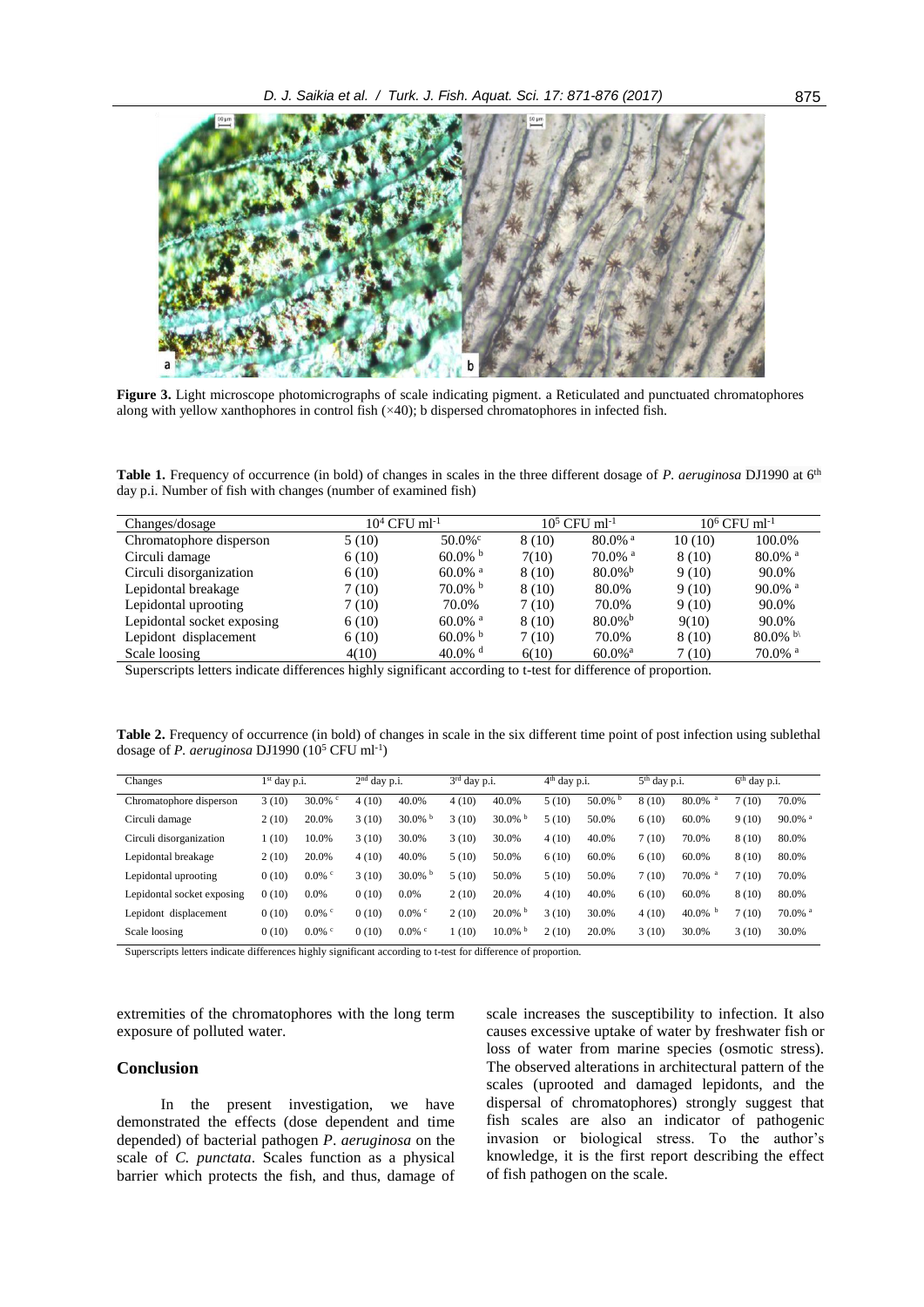**Figure 3.** Light microscope photomicrographs of scale indicating pigment. a Reticulated and punctuated chromatophores along with yellow xanthophores in control fish (×40); b dispersed chromatophores in infected fish.

**Table 1.** Frequency of occurrence (in bold) of changes in scales in the three different dosage of *P. aeruginosa* DJ1990 at 6[th] day p.i. Number of fish with changes (number of examined fish)

| Changes/dosage | $10^4$ CFU $ml^{-1}$ | | $10^5$ CFU $ml^{-1}$ | | $10^6$ CFU $ml^{-1}$ | |
|---|---|---|---|---|---|---|
| Chromatophore disperson | 5 (10) | 50.0%[c] | 8 (10) | 80.0% [a] | 10 (10) | 100.0% |
| Circuli damage | 6 (10) | 60.0% [b] | 7(10) | 70.0% [a] | 8 (10) | 80.0% [a] |
| Circuli disorganization | 6 (10) | 60.0% [a] | 8 (10) | 80.0%[b] | 9 (10) | 90.0% |
| Lepidontal breakage | 7 (10) | 70.0% [b] | 8 (10) | 80.0% | 9 (10) | 90.0% [a] |
| Lepidontal uprooting | 7 (10) | 70.0% | 7 (10) | 70.0% | 9 (10) | 90.0% |
| Lepidontal socket exposing | 6 (10) | 60.0% [a] | 8 (10) | 80.0%[b] | 9(10) | 90.0% |
| Lepidont displacement | 6 (10) | 60.0% [b] | 7 (10) | 70.0% | 8 (10) | 80.0% [b\] |
| Scale loosing | 4(10) | 40.0% [d] | 6(10) | 60.0%[a] | 7 (10) | 70.0% [a] |

Superscripts letters indicate differences highly significant according to t-test for difference of proportion.

**Table 2.** Frequency of occurrence (in bold) of changes in scale in the six different time point of post infection using sublethal dosage of *P. aeruginosa* DJ1990 ($10^5$ CFU $ml^{-1}$)

| Changes | 1[st] day p.i. | | 2[nd] day p.i. | | 3[rd] day p.i. | | 4[th] day p.i. | | 5[th] day p.i. | | 6[th] day p.i. | |
|---|---|---|---|---|---|---|---|---|---|---|---|---|
| Chromatophore disperson | 3 (10) | 30.0% [c] | 4 (10) | 40.0% | 4 (10) | 40.0% | 5 (10) | 50.0% [b] | 8 (10) | 80.0% [a] | 7 (10) | 70.0% |
| Circuli damage | 2 (10) | 20.0% | 3 (10) | 30.0% [b] | 3 (10) | 30.0% [b] | 5 (10) | 50.0% | 6 (10) | 60.0% | 9 (10) | 90.0% [a] |
| Circuli disorganization | 1 (10) | 10.0% | 3 (10) | 30.0% | 3 (10) | 30.0% | 4 (10) | 40.0% | 7 (10) | 70.0% | 8 (10) | 80.0% |
| Lepidontal breakage | 2 (10) | 20.0% | 4 (10) | 40.0% | 5 (10) | 50.0% | 6 (10) | 60.0% | 6 (10) | 60.0% | 8 (10) | 80.0% |
| Lepidontal uprooting | 0 (10) | 0.0% [c] | 3 (10) | 30.0% [b] | 5 (10) | 50.0% | 5 (10) | 50.0% | 7 (10) | 70.0% [a] | 7 (10) | 70.0% |
| Lepidontal socket exposing | 0 (10) | 0.0% | 0 (10) | 0.0% | 2 (10) | 20.0% | 4 (10) | 40.0% | 6 (10) | 60.0% | 8 (10) | 80.0% |
| Lepidont displacement | 0 (10) | 0.0% [c] | 0 (10) | 0.0% [c] | 2 (10) | 20.0% [b] | 3 (10) | 30.0% | 4 (10) | 40.0% [b] | 7 (10) | 70.0% [a] |
| Scale loosing | 0 (10) | 0.0% [c] | 0 (10) | 0.0% [c] | 1 (10) | 10.0% [b] | 2 (10) | 20.0% | 3 (10) | 30.0% | 3 (10) | 30.0% |

Superscripts letters indicate differences highly significant according to t-test for difference of proportion.

extremities of the chromatophores with the long term exposure of polluted water.

## Conclusion

In the present investigation, we have demonstrated the effects (dose dependent and time depended) of bacterial pathogen *P. aeruginosa* on the scale of *C. punctata*. Scales function as a physical barrier which protects the fish, and thus, damage of scale increases the susceptibility to infection. It also causes excessive uptake of water by freshwater fish or loss of water from marine species (osmotic stress). The observed alterations in architectural pattern of the scales (uprooted and damaged lepidonts, and the dispersal of chromatophores) strongly suggest that fish scales are also an indicator of pathogenic invasion or biological stress. To the author's knowledge, it is the first report describing the effect of fish pathogen on the scale.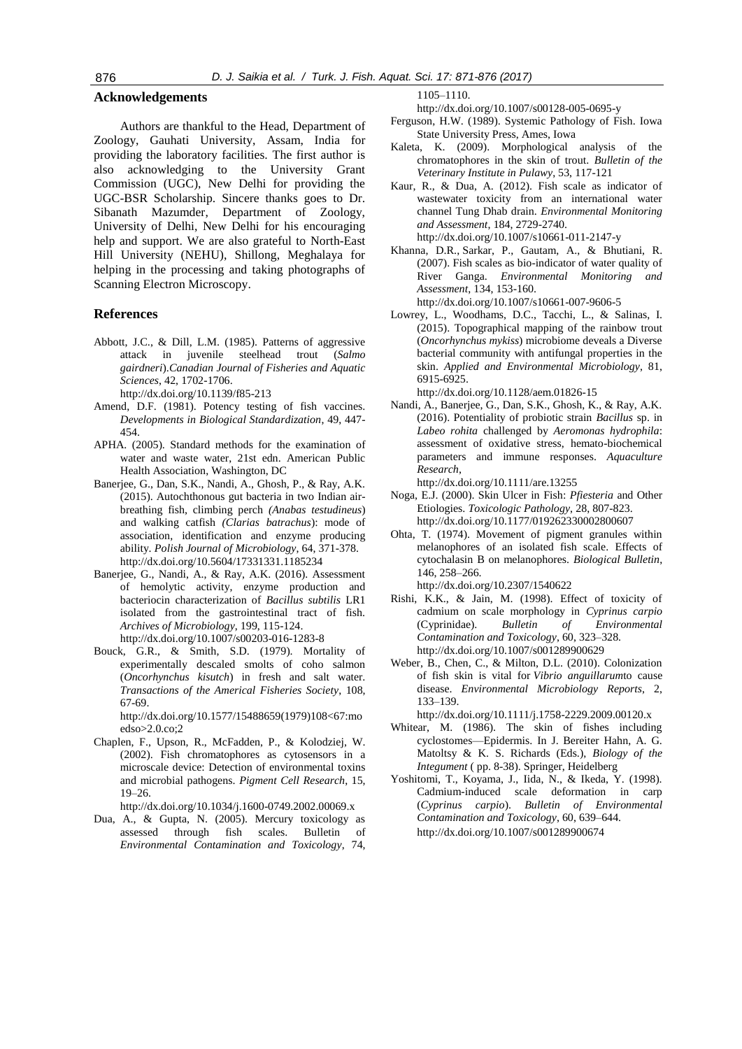## Acknowledgements

Authors are thankful to the Head, Department of Zoology, Gauhati University, Assam, India for providing the laboratory facilities. The first author is also acknowledging to the University Grant Commission (UGC), New Delhi for providing the UGC-BSR Scholarship. Sincere thanks goes to Dr. Sibanath Mazumder, Department of Zoology, University of Delhi, New Delhi for his encouraging help and support. We are also grateful to North-East Hill University (NEHU), Shillong, Meghalaya for helping in the processing and taking photographs of Scanning Electron Microscopy.

## References

Abbott, J.C., & Dill, L.M. (1985). Patterns of aggressive attack in juvenile steelhead trout (*Salmo gairdneri*).*Canadian Journal of Fisheries and Aquatic Sciences*, 42, 1702-1706. http://dx.doi.org/10.1139/f85-213

Amend, D.F. (1981). Potency testing of fish vaccines. *Developments in Biological Standardization*, 49, 447-454.

APHA. (2005). Standard methods for the examination of water and waste water, 21st edn. American Public Health Association, Washington, DC

Banerjee, G., Dan, S.K., Nandi, A., Ghosh, P., & Ray, A.K. (2015). Autochthonous gut bacteria in two Indian air-breathing fish, climbing perch *(Anabas testudineus*) and walking catfish *(Clarias batrachus*): mode of association, identification and enzyme producing ability. *Polish Journal of Microbiology*, 64, 371-378. http://dx.doi.org/10.5604/17331331.1185234

Banerjee, G., Nandi, A., & Ray, A.K. (2016). Assessment of hemolytic activity, enzyme production and bacteriocin characterization of *Bacillus subtilis* LR1 isolated from the gastrointestinal tract of fish. *Archives of Microbiology*, 199, 115-124. http://dx.doi.org/10.1007/s00203-016-1283-8

Bouck, G.R., & Smith, S.D. (1979). Mortality of experimentally descaled smolts of coho salmon (*Oncorhynchus kisutch*) in fresh and salt water. *Transactions of the Americal Fisheries Society*, 108, 67-69. http://dx.doi.org/10.1577/15488659(1979)108<67:moedso>2.0.co;2

Chaplen, F., Upson, R., McFadden, P., & Kolodziej, W. (2002). Fish chromatophores as cytosensors in a microscale device: Detection of environmental toxins and microbial pathogens. *Pigment Cell Research*, 15, 19–26. http://dx.doi.org/10.1034/j.1600-0749.2002.00069.x

Dua, A., & Gupta, N. (2005). Mercury toxicology as assessed through fish scales. Bulletin of *Environmental Contamination and Toxicology*, 74, 1105–1110. http://dx.doi.org/10.1007/s00128-005-0695-y

Ferguson, H.W. (1989). Systemic Pathology of Fish. Iowa State University Press, Ames, Iowa

Kaleta, K. (2009). Morphological analysis of the chromatophores in the skin of trout. *Bulletin of the Veterinary Institute in Pulawy*, 53, 117-121

Kaur, R., & Dua, A. (2012). Fish scale as indicator of wastewater toxicity from an international water channel Tung Dhab drain. *Environmental Monitoring and Assessment*, 184, 2729-2740. http://dx.doi.org/10.1007/s10661-011-2147-y

Khanna, D.R., Sarkar, P., Gautam, A., & Bhutiani, R. (2007). Fish scales as bio-indicator of water quality of River Ganga. *Environmental Monitoring and Assessment*, 134, 153-160. http://dx.doi.org/10.1007/s10661-007-9606-5

Lowrey, L., Woodhams, D.C., Tacchi, L., & Salinas, I. (2015). Topographical mapping of the rainbow trout (*Oncorhynchus mykiss*) microbiome deveals a Diverse bacterial community with antifungal properties in the skin. *Applied and Environmental Microbiology*, 81, 6915-6925. http://dx.doi.org/10.1128/aem.01826-15

Nandi, A., Banerjee, G., Dan, S.K., Ghosh, K., & Ray, A.K. (2016). Potentiality of probiotic strain *Bacillus* sp. in *Labeo rohita* challenged by *Aeromonas hydrophila*: assessment of oxidative stress, hemato-biochemical parameters and immune responses. *Aquaculture Research*, http://dx.doi.org/10.1111/are.13255

Noga, E.J. (2000). Skin Ulcer in Fish: *Pfiesteria* and Other Etiologies. *Toxicologic Pathology*, 28, 807-823. http://dx.doi.org/10.1177/019262330002800607

Ohta, T. (1974). Movement of pigment granules within melanophores of an isolated fish scale. Effects of cytochalasin B on melanophores. *Biological Bulletin*, 146, 258–266. http://dx.doi.org/10.2307/1540622

Rishi, K.K., & Jain, M. (1998). Effect of toxicity of cadmium on scale morphology in *Cyprinus carpio* (Cyprinidae). *Bulletin of Environmental Contamination and Toxicology*, 60, 323–328. http://dx.doi.org/10.1007/s001289900629

Weber, B., Chen, C., & Milton, D.L. (2010). Colonization of fish skin is vital for *Vibrio anguillarum*to cause disease. *Environmental Microbiology Reports*, 2, 133–139. http://dx.doi.org/10.1111/j.1758-2229.2009.00120.x

Whitear, M. (1986). The skin of fishes including cyclostomes—Epidermis. In J. Bereiter Hahn, A. G. Matoltsy & K. S. Richards (Eds.), *Biology of the Integument* ( pp. 8-38). Springer, Heidelberg

Yoshitomi, T., Koyama, J., Iida, N., & Ikeda, Y. (1998). Cadmium-induced scale deformation in carp (*Cyprinus carpio*). *Bulletin of Environmental Contamination and Toxicology*, 60, 639–644. http://dx.doi.org/10.1007/s001289900674